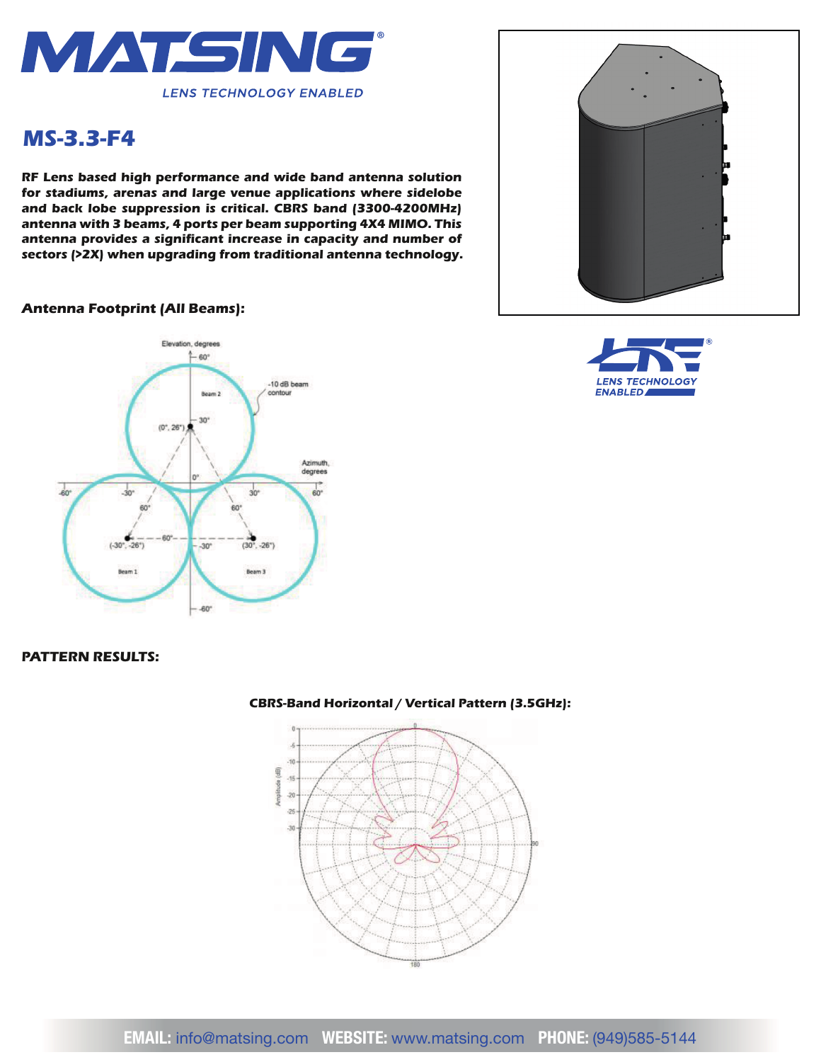# MS-3.3-F4

**RF Lens based high performance and wide band antenna solution for stadiums, arenas and large venue applications where sidelobe and back lobe suppression is critical. CBRS band (3300-4200MHz) antenna with 3 beams, 4 ports per beam supporting 4X4 MIMO. This antenna provides a significant increase in capacity and number of sectors (>2X) when upgrading from traditional antenna technology.**

### Antenna Footprint (All Beams):

Elevation, degrees; Azimuth, degrees; -10 dB beam contour; Beam 1 (-30°, -26°); Beam 2 (0°, 26°); Beam 3 (30°, -26°)

## PATTERN RESULTS:

**CBRS-Band Horizontal / Vertical Pattern (3.5GHz):**

EMAIL: info@matsing.com WEBSITE: www.matsing.com PHONE: (949)585-5144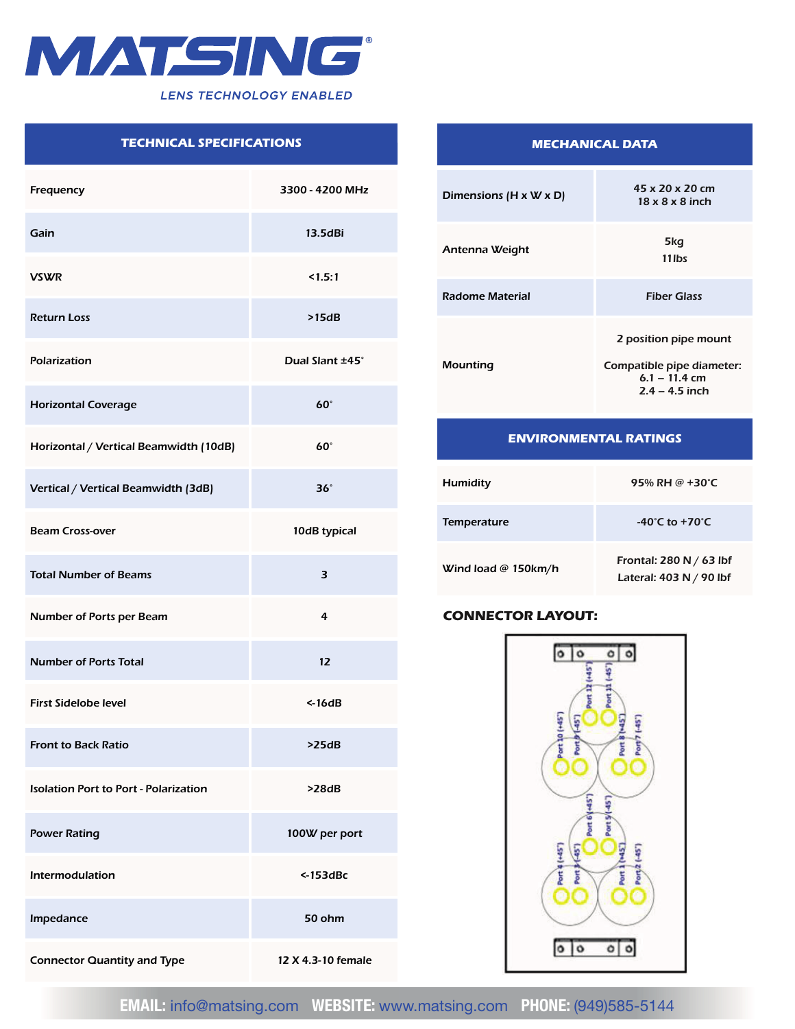# MATSING®

LENS TECHNOLOGY ENABLED

## TECHNICAL SPECIFICATIONS

| | |
|---|---|
| Frequency | 3300 - 4200 MHz |
| Gain | 13.5dBi |
| VSWR | <1.5:1 |
| Return Loss | >15dB |
| Polarization | Dual Slant ±45˚ |
| Horizontal Coverage | 60˚ |
| Horizontal / Vertical Beamwidth (10dB) | 60˚ |
| Vertical / Vertical Beamwidth (3dB) | 36˚ |
| Beam Cross-over | 10dB typical |
| Total Number of Beams | 3 |
| Number of Ports per Beam | 4 |
| Number of Ports Total | 12 |
| First Sidelobe level | <-16dB |
| Front to Back Ratio | >25dB |
| Isolation Port to Port - Polarization | >28dB |
| Power Rating | 100W per port |
| Intermodulation | <-153dBc |
| Impedance | 50 ohm |
| Connector Quantity and Type | 12 X 4.3-10 female |

## MECHANICAL DATA

| | |
|---|---|
| Dimensions (H x W x D) | 45 x 20 x 20 cm<br>18 x 8 x 8 inch |
| Antenna Weight | 5kg<br>11lbs |
| Radome Material | Fiber Glass |
| Mounting | 2 position pipe mount<br><br>Compatible pipe diameter:<br>6.1 – 11.4 cm<br>2.4 – 4.5 inch |

## ENVIRONMENTAL RATINGS

| | |
|---|---|
| Humidity | 95% RH @ +30˚C |
| Temperature | -40˚C to +70˚C |
| Wind load @ 150km/h | Frontal: 280 N / 63 lbf<br>Lateral: 403 N / 90 lbf |

## CONNECTOR LAYOUT:

Port 12 (+45˚)
Port 11 (-45˚)
Port 10 (+45˚)
Port 9 (-45˚)
Port 8 (+45˚)
Port 7 (-45˚)
Port 6 (+45˚)
Port 5 (-45˚)
Port 4 (+45˚)
Port 3 (-45˚)
Port 1 (+45˚)
Port 2 (-45˚)

**EMAIL:** info@matsing.com **WEBSITE:** www.matsing.com **PHONE:** (949)585-5144